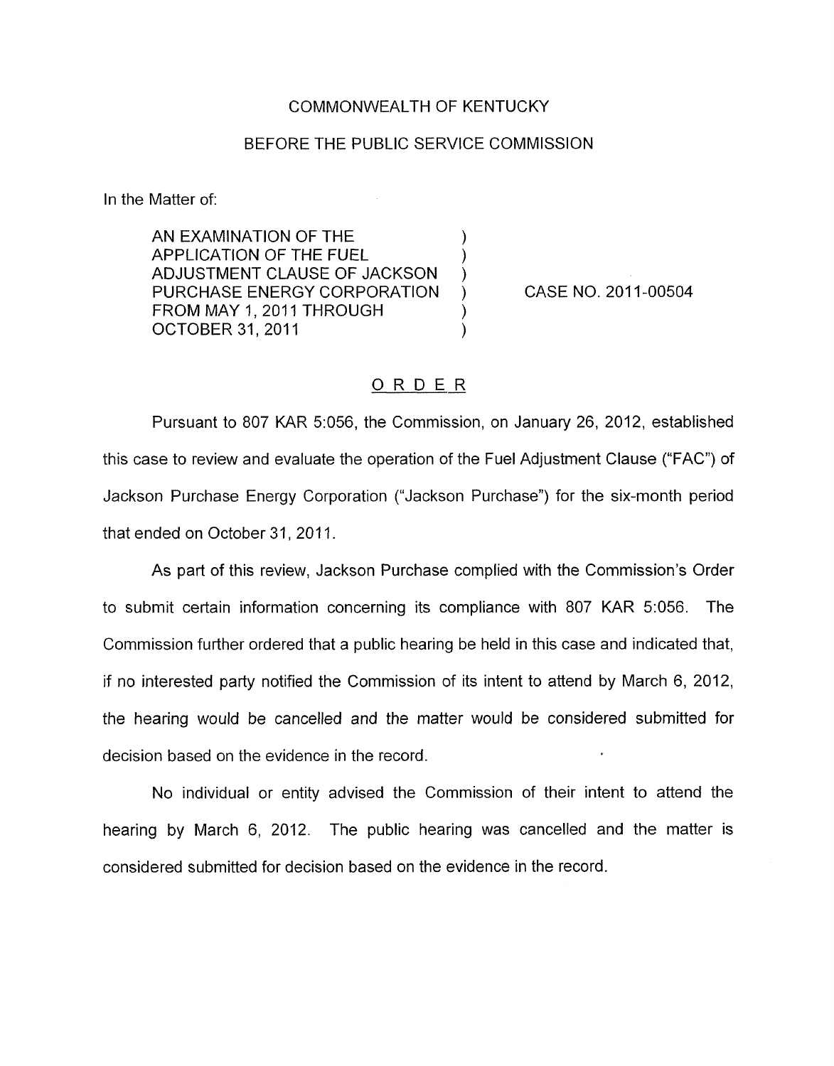COMMONWEALTH OF KENTUCKY

BEFORE THE PUBLIC SERVICE COMMISSION

In the Matter of:

AN EXAMINATION OF THE APPLICATION OF THE FUEL ADJUSTMENT CLAUSE OF JACKSON PURCHASE ENERGY CORPORATION FROM MAY 1, 2011 THROUGH OCTOBER 31, 2011 ) CASE NO. 2011-00504

## ORDER

Pursuant to 807 KAR 5:056, the Commission, on January 26, 2012, established this case to review and evaluate the operation of the Fuel Adjustment Clause ("FAC") of Jackson Purchase Energy Corporation ("Jackson Purchase") for the six-month period that ended on October 31, 2011.

As part of this review, Jackson Purchase complied with the Commission's Order to submit certain information concerning its compliance with 807 KAR 5:056. The Commission further ordered that a public hearing be held in this case and indicated that, if no interested party notified the Commission of its intent to attend by March 6, 2012, the hearing would be cancelled and the matter would be considered submitted for decision based on the evidence in the record.

No individual or entity advised the Commission of their intent to attend the hearing by March 6, 2012. The public hearing was cancelled and the matter is considered submitted for decision based on the evidence in the record.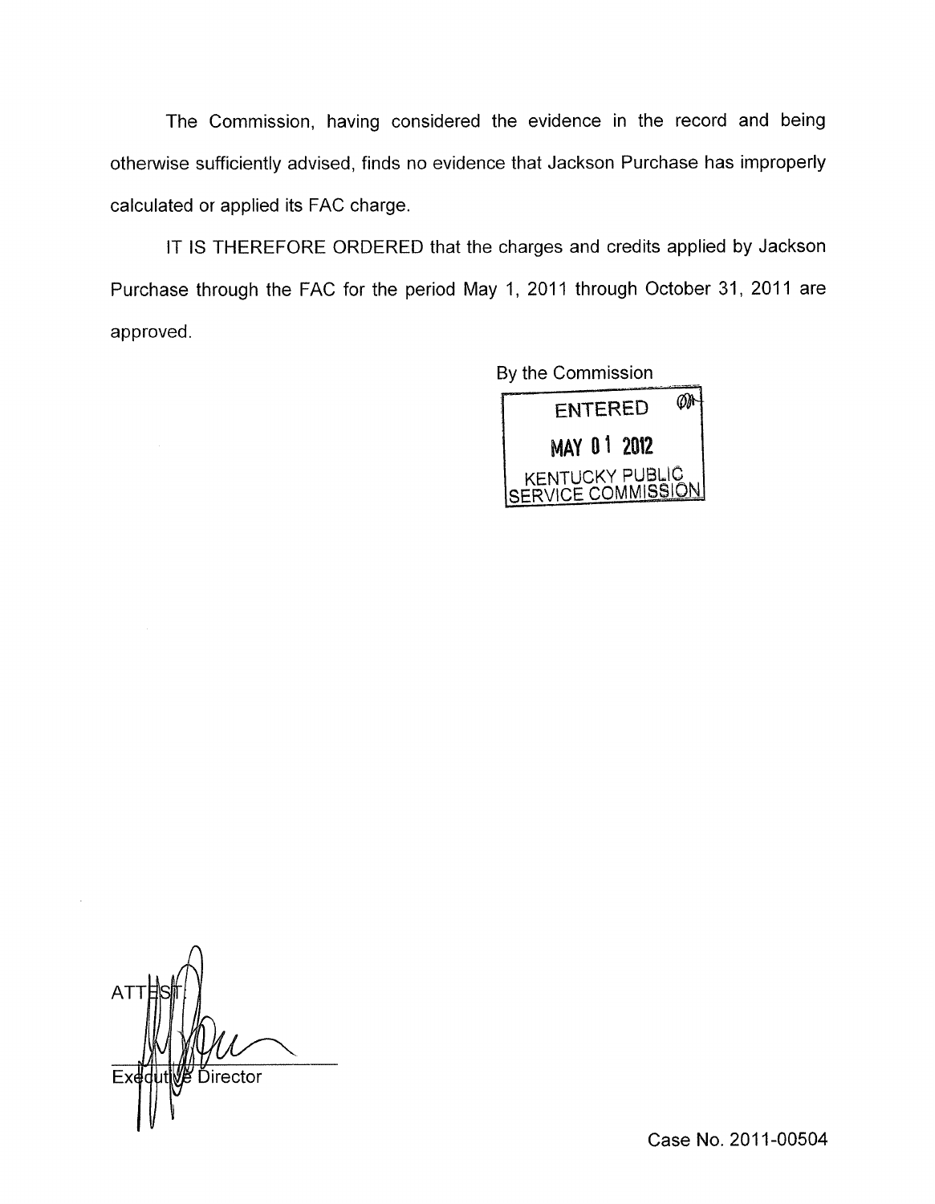The Commission, having considered the evidence in the record and being otherwise sufficiently advised, finds no evidence that Jackson Purchase has improperly calculated or applied its FAC charge.

IT IS THEREFORE ORDERED that the charges and credits applied by Jackson Purchase through the FAC for the period May 1, 2011 through October 31, 2011 are approved.

By the Commission

ENTERED

MAY 01 2012

KENTUCKY PUBLIC SERVICE COMMISSION

ATTEST:

Executive Director

Case No. 2011-00504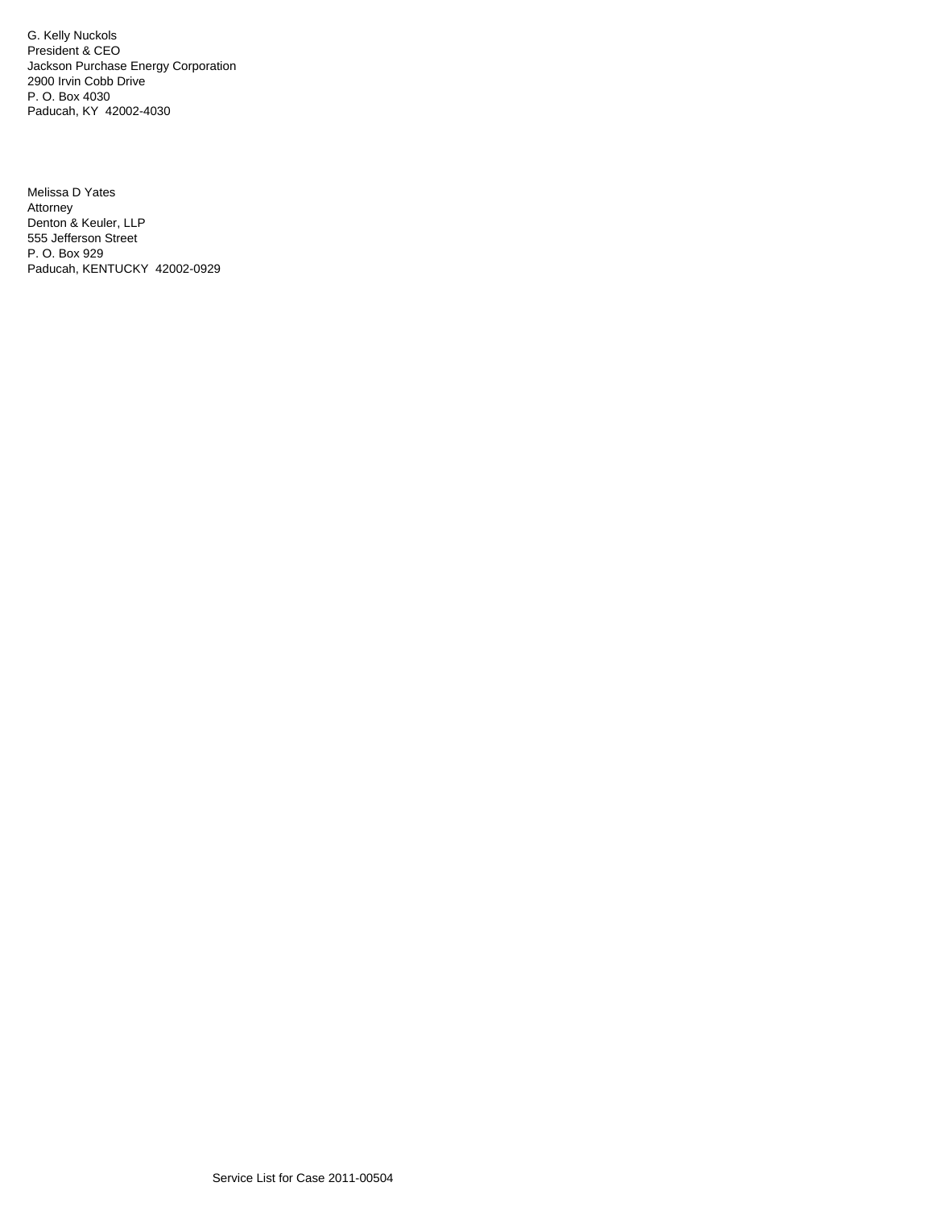G. Kelly Nuckols
President & CEO
Jackson Purchase Energy Corporation
2900 Irvin Cobb Drive
P. O. Box 4030
Paducah, KY  42002-4030

Melissa D Yates
Attorney
Denton & Keuler, LLP
555 Jefferson Street
P. O. Box 929
Paducah, KENTUCKY  42002-0929

Service List for Case 2011-00504